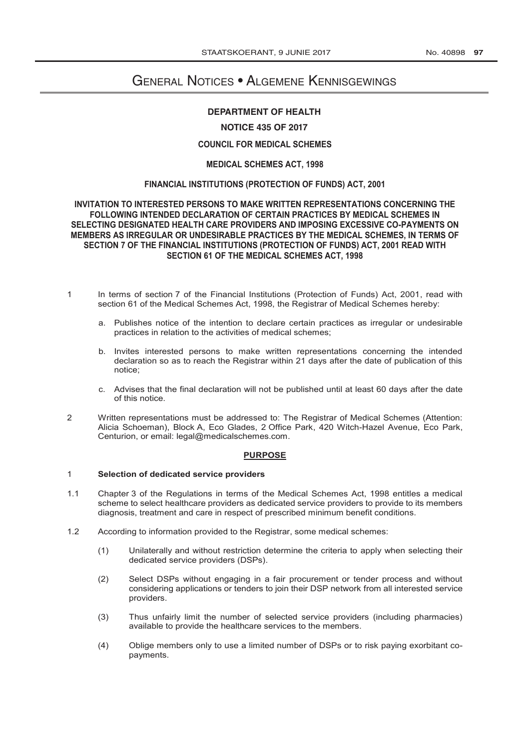# General Notices • Algemene Kennisgewings

**DEPARTMENT OF HEALTH**

**NOTICE 435 OF 2017**

**COUNCIL FOR MEDICAL SCHEMES**

**MEDICAL SCHEMES ACT, 1998**

**FINANCIAL INSTITUTIONS (PROTECTION OF FUNDS) ACT, 2001**

**INVITATION TO INTERESTED PERSONS TO MAKE WRITTEN REPRESENTATIONS CONCERNING THE FOLLOWING INTENDED DECLARATION OF CERTAIN PRACTICES BY MEDICAL SCHEMES IN SELECTING DESIGNATED HEALTH CARE PROVIDERS AND IMPOSING EXCESSIVE CO-PAYMENTS ON MEMBERS AS IRREGULAR OR UNDESIRABLE PRACTICES BY THE MEDICAL SCHEMES, IN TERMS OF SECTION 7 OF THE FINANCIAL INSTITUTIONS (PROTECTION OF FUNDS) ACT, 2001 READ WITH SECTION 61 OF THE MEDICAL SCHEMES ACT, 1998**

1 In terms of section 7 of the Financial Institutions (Protection of Funds) Act, 2001, read with section 61 of the Medical Schemes Act, 1998, the Registrar of Medical Schemes hereby:

   a. Publishes notice of the intention to declare certain practices as irregular or undesirable practices in relation to the activities of medical schemes;

   b. Invites interested persons to make written representations concerning the intended declaration so as to reach the Registrar within 21 days after the date of publication of this notice;

   c. Advises that the final declaration will not be published until at least 60 days after the date of this notice.

2 Written representations must be addressed to: The Registrar of Medical Schemes (Attention: Alicia Schoeman), Block A, Eco Glades, 2 Office Park, 420 Witch-Hazel Avenue, Eco Park, Centurion, or email: legal@medicalschemes.com.

**<u>PURPOSE</u>**

1 **Selection of dedicated service providers**

1.1 Chapter 3 of the Regulations in terms of the Medical Schemes Act, 1998 entitles a medical scheme to select healthcare providers as dedicated service providers to provide to its members diagnosis, treatment and care in respect of prescribed minimum benefit conditions.

1.2 According to information provided to the Registrar, some medical schemes:

   (1) Unilaterally and without restriction determine the criteria to apply when selecting their dedicated service providers (DSPs).

   (2) Select DSPs without engaging in a fair procurement or tender process and without considering applications or tenders to join their DSP network from all interested service providers.

   (3) Thus unfairly limit the number of selected service providers (including pharmacies) available to provide the healthcare services to the members.

   (4) Oblige members only to use a limited number of DSPs or to risk paying exorbitant co-payments.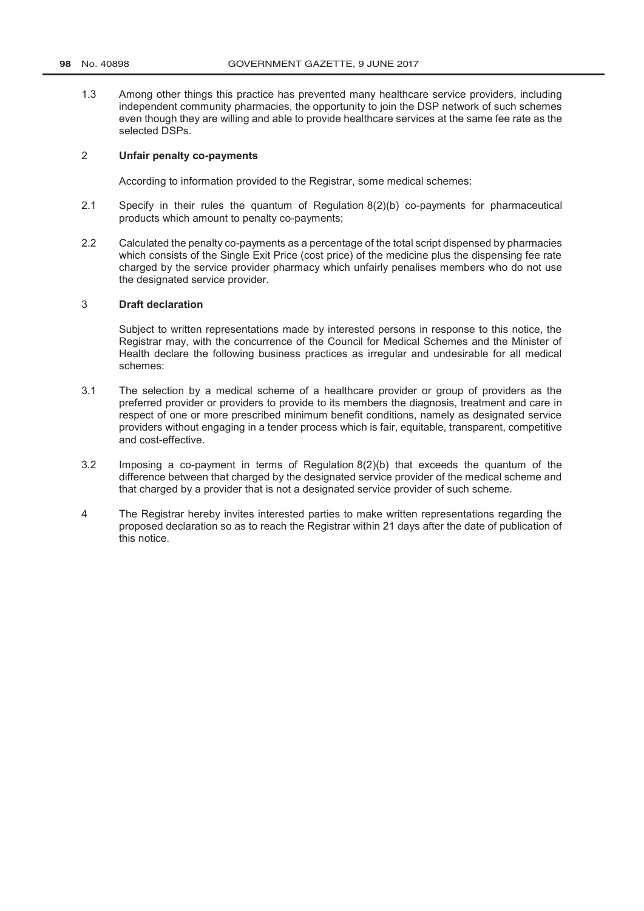1.3 Among other things this practice has prevented many healthcare service providers, including independent community pharmacies, the opportunity to join the DSP network of such schemes even though they are willing and able to provide healthcare services at the same fee rate as the selected DSPs.

## 2 Unfair penalty co-payments

According to information provided to the Registrar, some medical schemes:

2.1 Specify in their rules the quantum of Regulation 8(2)(b) co-payments for pharmaceutical products which amount to penalty co-payments;

2.2 Calculated the penalty co-payments as a percentage of the total script dispensed by pharmacies which consists of the Single Exit Price (cost price) of the medicine plus the dispensing fee rate charged by the service provider pharmacy which unfairly penalises members who do not use the designated service provider.

## 3 Draft declaration

Subject to written representations made by interested persons in response to this notice, the Registrar may, with the concurrence of the Council for Medical Schemes and the Minister of Health declare the following business practices as irregular and undesirable for all medical schemes:

3.1 The selection by a medical scheme of a healthcare provider or group of providers as the preferred provider or providers to provide to its members the diagnosis, treatment and care in respect of one or more prescribed minimum benefit conditions, namely as designated service providers without engaging in a tender process which is fair, equitable, transparent, competitive and cost-effective.

3.2 Imposing a co-payment in terms of Regulation 8(2)(b) that exceeds the quantum of the difference between that charged by the designated service provider of the medical scheme and that charged by a provider that is not a designated service provider of such scheme.

4 The Registrar hereby invites interested parties to make written representations regarding the proposed declaration so as to reach the Registrar within 21 days after the date of publication of this notice.